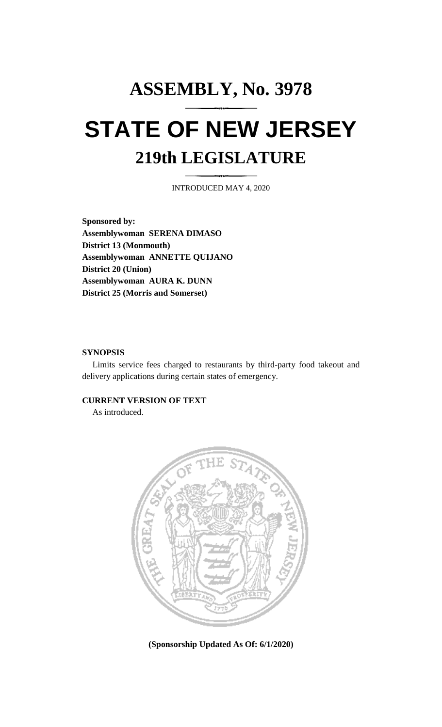# ASSEMBLY, No. 3978

# STATE OF NEW JERSEY

## 219th LEGISLATURE

INTRODUCED MAY 4, 2020

**Sponsored by:**
**Assemblywoman SERENA DIMASO**
**District 13 (Monmouth)**
**Assemblywoman ANNETTE QUIJANO**
**District 20 (Union)**
**Assemblywoman AURA K. DUNN**
**District 25 (Morris and Somerset)**

**SYNOPSIS**

Limits service fees charged to restaurants by third-party food takeout and delivery applications during certain states of emergency.

**CURRENT VERSION OF TEXT**

As introduced.

**(Sponsorship Updated As Of: 6/1/2020)**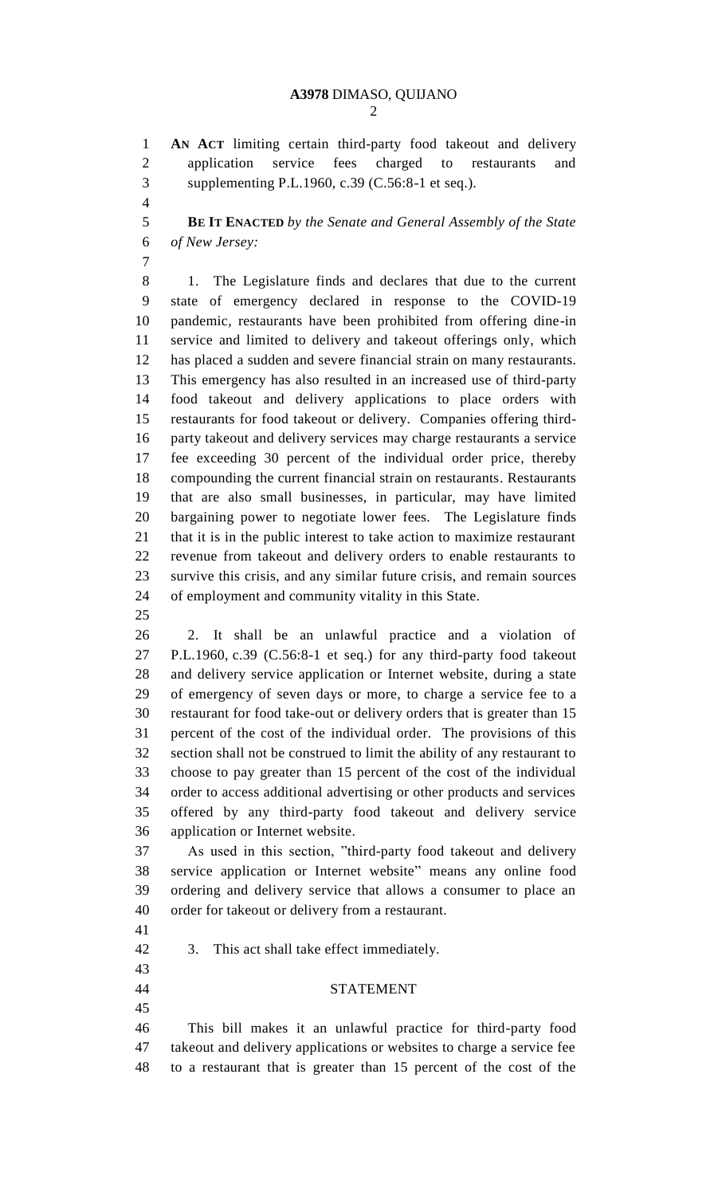**AN ACT** limiting certain third-party food takeout and delivery application service fees charged to restaurants and supplementing P.L.1960, c.39 (C.56:8-1 et seq.).

**BE IT ENACTED** *by the Senate and General Assembly of the State of New Jersey:*

1. The Legislature finds and declares that due to the current state of emergency declared in response to the COVID-19 pandemic, restaurants have been prohibited from offering dine-in service and limited to delivery and takeout offerings only, which has placed a sudden and severe financial strain on many restaurants. This emergency has also resulted in an increased use of third-party food takeout and delivery applications to place orders with restaurants for food takeout or delivery. Companies offering third-party takeout and delivery services may charge restaurants a service fee exceeding 30 percent of the individual order price, thereby compounding the current financial strain on restaurants. Restaurants that are also small businesses, in particular, may have limited bargaining power to negotiate lower fees. The Legislature finds that it is in the public interest to take action to maximize restaurant revenue from takeout and delivery orders to enable restaurants to survive this crisis, and any similar future crisis, and remain sources of employment and community vitality in this State.

2. It shall be an unlawful practice and a violation of P.L.1960, c.39 (C.56:8-1 et seq.) for any third-party food takeout and delivery service application or Internet website, during a state of emergency of seven days or more, to charge a service fee to a restaurant for food take-out or delivery orders that is greater than 15 percent of the cost of the individual order. The provisions of this section shall not be construed to limit the ability of any restaurant to choose to pay greater than 15 percent of the cost of the individual order to access additional advertising or other products and services offered by any third-party food takeout and delivery service application or Internet website.

As used in this section, "third-party food takeout and delivery service application or Internet website" means any online food ordering and delivery service that allows a consumer to place an order for takeout or delivery from a restaurant.

3. This act shall take effect immediately.

## STATEMENT

This bill makes it an unlawful practice for third-party food takeout and delivery applications or websites to charge a service fee to a restaurant that is greater than 15 percent of the cost of the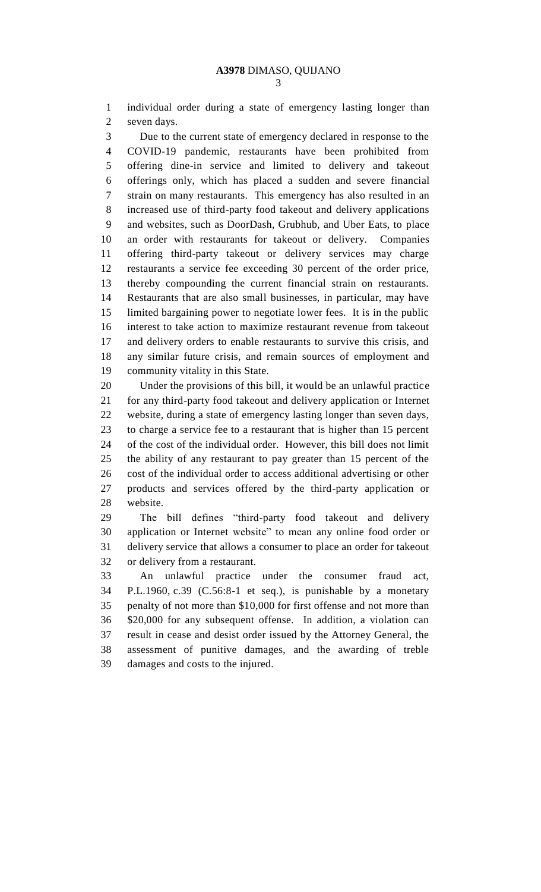individual order during a state of emergency lasting longer than seven days.

Due to the current state of emergency declared in response to the COVID-19 pandemic, restaurants have been prohibited from offering dine-in service and limited to delivery and takeout offerings only, which has placed a sudden and severe financial strain on many restaurants. This emergency has also resulted in an increased use of third-party food takeout and delivery applications and websites, such as DoorDash, Grubhub, and Uber Eats, to place an order with restaurants for takeout or delivery. Companies offering third-party takeout or delivery services may charge restaurants a service fee exceeding 30 percent of the order price, thereby compounding the current financial strain on restaurants. Restaurants that are also small businesses, in particular, may have limited bargaining power to negotiate lower fees. It is in the public interest to take action to maximize restaurant revenue from takeout and delivery orders to enable restaurants to survive this crisis, and any similar future crisis, and remain sources of employment and community vitality in this State.

Under the provisions of this bill, it would be an unlawful practice for any third-party food takeout and delivery application or Internet website, during a state of emergency lasting longer than seven days, to charge a service fee to a restaurant that is higher than 15 percent of the cost of the individual order. However, this bill does not limit the ability of any restaurant to pay greater than 15 percent of the cost of the individual order to access additional advertising or other products and services offered by the third-party application or website.

The bill defines "third-party food takeout and delivery application or Internet website" to mean any online food order or delivery service that allows a consumer to place an order for takeout or delivery from a restaurant.

An unlawful practice under the consumer fraud act, P.L.1960, c.39 (C.56:8-1 et seq.), is punishable by a monetary penalty of not more than $10,000 for first offense and not more than $20,000 for any subsequent offense. In addition, a violation can result in cease and desist order issued by the Attorney General, the assessment of punitive damages, and the awarding of treble damages and costs to the injured.